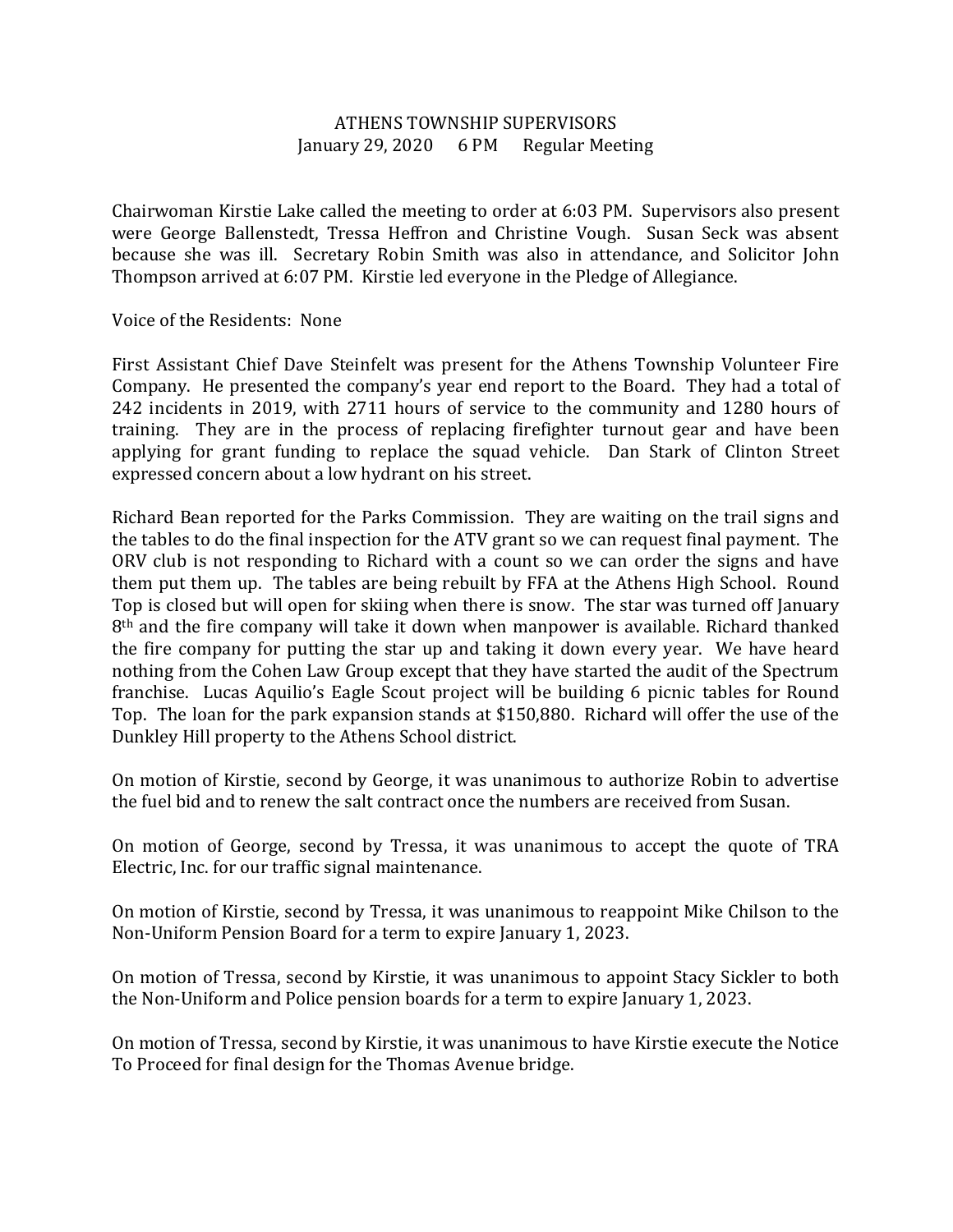# ATHENS TOWNSHIP SUPERVISORS

January 29, 2020 6 PM Regular Meeting

Chairwoman Kirstie Lake called the meeting to order at 6:03 PM. Supervisors also present were George Ballenstedt, Tressa Heffron and Christine Vough. Susan Seck was absent because she was ill. Secretary Robin Smith was also in attendance, and Solicitor John Thompson arrived at 6:07 PM. Kirstie led everyone in the Pledge of Allegiance.

Voice of the Residents: None

First Assistant Chief Dave Steinfelt was present for the Athens Township Volunteer Fire Company. He presented the company's year end report to the Board. They had a total of 242 incidents in 2019, with 2711 hours of service to the community and 1280 hours of training. They are in the process of replacing firefighter turnout gear and have been applying for grant funding to replace the squad vehicle. Dan Stark of Clinton Street expressed concern about a low hydrant on his street.

Richard Bean reported for the Parks Commission. They are waiting on the trail signs and the tables to do the final inspection for the ATV grant so we can request final payment. The ORV club is not responding to Richard with a count so we can order the signs and have them put them up. The tables are being rebuilt by FFA at the Athens High School. Round Top is closed but will open for skiing when there is snow. The star was turned off January 8th and the fire company will take it down when manpower is available. Richard thanked the fire company for putting the star up and taking it down every year. We have heard nothing from the Cohen Law Group except that they have started the audit of the Spectrum franchise. Lucas Aquilio's Eagle Scout project will be building 6 picnic tables for Round Top. The loan for the park expansion stands at $150,880. Richard will offer the use of the Dunkley Hill property to the Athens School district.

On motion of Kirstie, second by George, it was unanimous to authorize Robin to advertise the fuel bid and to renew the salt contract once the numbers are received from Susan.

On motion of George, second by Tressa, it was unanimous to accept the quote of TRA Electric, Inc. for our traffic signal maintenance.

On motion of Kirstie, second by Tressa, it was unanimous to reappoint Mike Chilson to the Non-Uniform Pension Board for a term to expire January 1, 2023.

On motion of Tressa, second by Kirstie, it was unanimous to appoint Stacy Sickler to both the Non-Uniform and Police pension boards for a term to expire January 1, 2023.

On motion of Tressa, second by Kirstie, it was unanimous to have Kirstie execute the Notice To Proceed for final design for the Thomas Avenue bridge.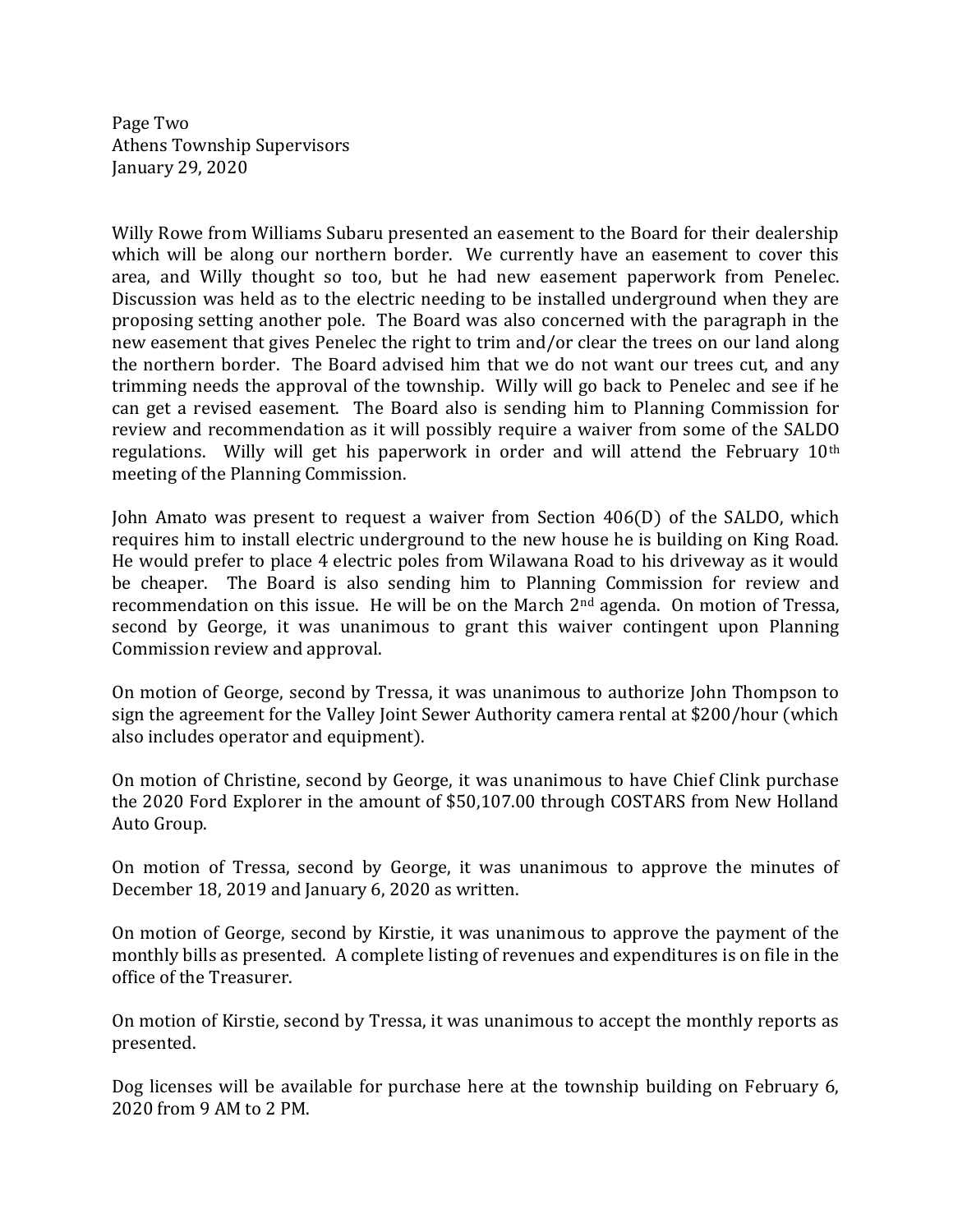Willy Rowe from Williams Subaru presented an easement to the Board for their dealership which will be along our northern border. We currently have an easement to cover this area, and Willy thought so too, but he had new easement paperwork from Penelec. Discussion was held as to the electric needing to be installed underground when they are proposing setting another pole. The Board was also concerned with the paragraph in the new easement that gives Penelec the right to trim and/or clear the trees on our land along the northern border. The Board advised him that we do not want our trees cut, and any trimming needs the approval of the township. Willy will go back to Penelec and see if he can get a revised easement. The Board also is sending him to Planning Commission for review and recommendation as it will possibly require a waiver from some of the SALDO regulations. Willy will get his paperwork in order and will attend the February 10th meeting of the Planning Commission.

John Amato was present to request a waiver from Section 406(D) of the SALDO, which requires him to install electric underground to the new house he is building on King Road. He would prefer to place 4 electric poles from Wilawana Road to his driveway as it would be cheaper. The Board is also sending him to Planning Commission for review and recommendation on this issue. He will be on the March 2nd agenda. On motion of Tressa, second by George, it was unanimous to grant this waiver contingent upon Planning Commission review and approval.

On motion of George, second by Tressa, it was unanimous to authorize John Thompson to sign the agreement for the Valley Joint Sewer Authority camera rental at $200/hour (which also includes operator and equipment).

On motion of Christine, second by George, it was unanimous to have Chief Clink purchase the 2020 Ford Explorer in the amount of $50,107.00 through COSTARS from New Holland Auto Group.

On motion of Tressa, second by George, it was unanimous to approve the minutes of December 18, 2019 and January 6, 2020 as written.

On motion of George, second by Kirstie, it was unanimous to approve the payment of the monthly bills as presented. A complete listing of revenues and expenditures is on file in the office of the Treasurer.

On motion of Kirstie, second by Tressa, it was unanimous to accept the monthly reports as presented.

Dog licenses will be available for purchase here at the township building on February 6, 2020 from 9 AM to 2 PM.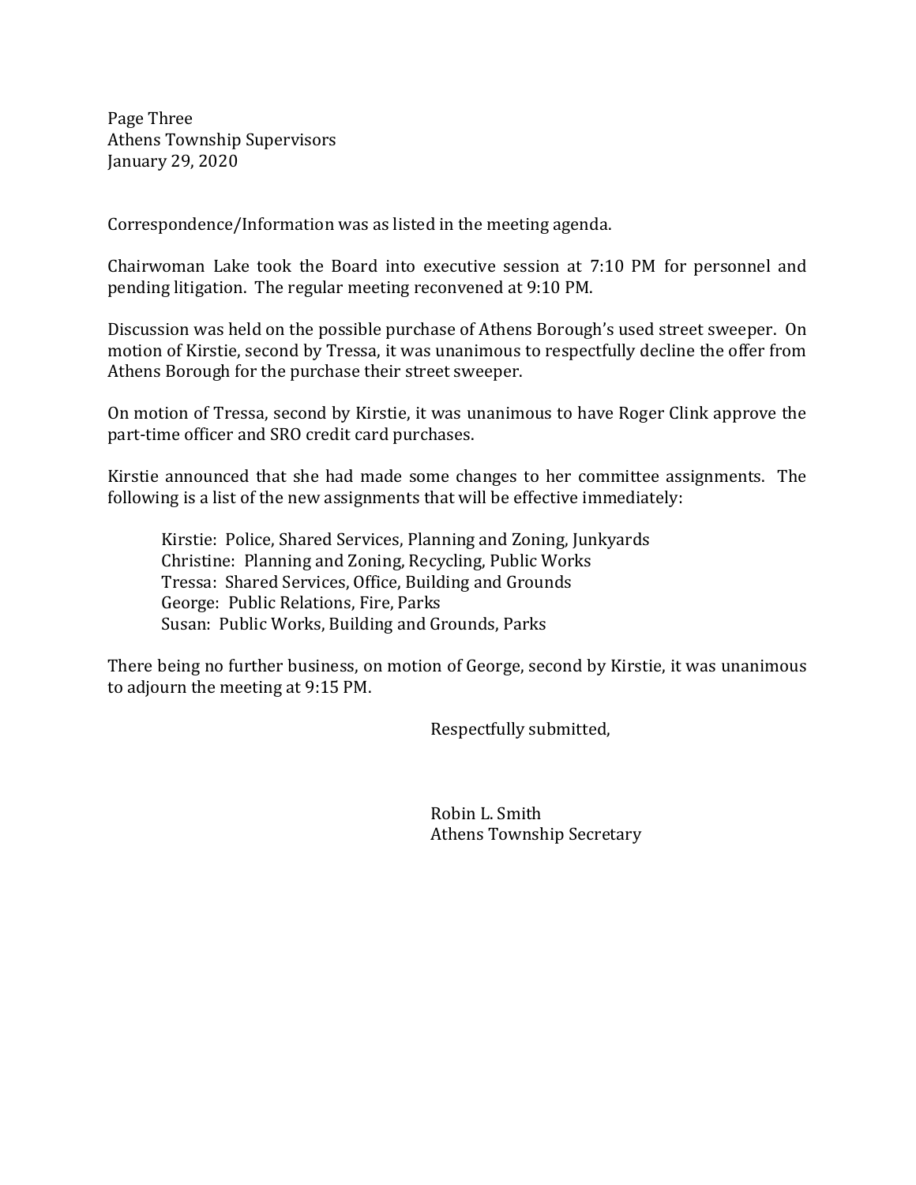Correspondence/Information was as listed in the meeting agenda.

Chairwoman Lake took the Board into executive session at 7:10 PM for personnel and pending litigation. The regular meeting reconvened at 9:10 PM.

Discussion was held on the possible purchase of Athens Borough's used street sweeper. On motion of Kirstie, second by Tressa, it was unanimous to respectfully decline the offer from Athens Borough for the purchase their street sweeper.

On motion of Tressa, second by Kirstie, it was unanimous to have Roger Clink approve the part-time officer and SRO credit card purchases.

Kirstie announced that she had made some changes to her committee assignments. The following is a list of the new assignments that will be effective immediately:

> Kirstie: Police, Shared Services, Planning and Zoning, Junkyards
> Christine: Planning and Zoning, Recycling, Public Works
> Tressa: Shared Services, Office, Building and Grounds
> George: Public Relations, Fire, Parks
> Susan: Public Works, Building and Grounds, Parks

There being no further business, on motion of George, second by Kirstie, it was unanimous to adjourn the meeting at 9:15 PM.

Respectfully submitted,

Robin L. Smith
Athens Township Secretary